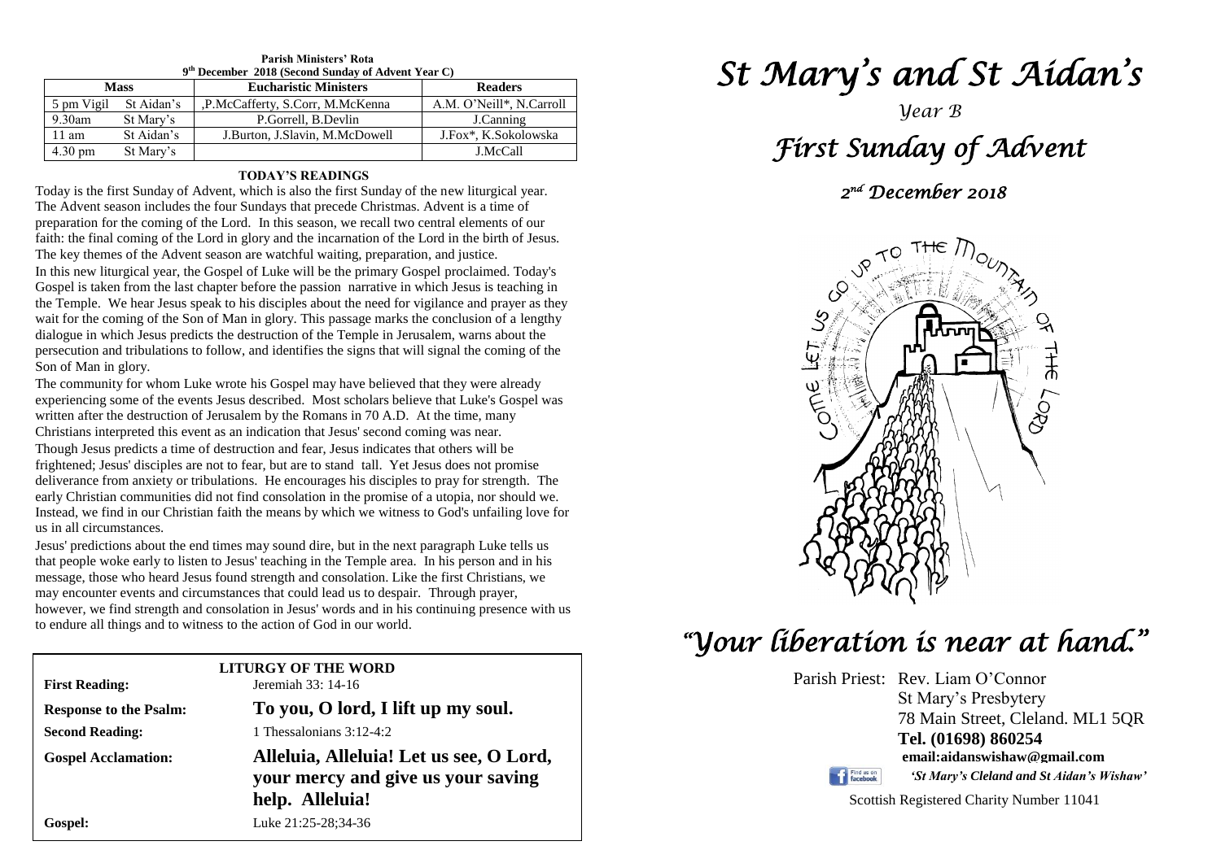**Parish Ministers' Rota**
**9th December 2018 (Second Sunday of Advent Year C)**

| Mass | | Eucharistic Ministers | Readers |
|---|---|---|---|
| 5 pm Vigil | St Aidan's | ,P.McCafferty, S.Corr, M.McKenna | A.M. O'Neill*, N.Carroll |
| 9.30am | St Mary's | P.Gorrell, B.Devlin | J.Canning |
| 11 am | St Aidan's | J.Burton, J.Slavin, M.McDowell | J.Fox*, K.Sokolowska |
| 4.30 pm | St Mary's | | J.McCall |

## TODAY'S READINGS

Today is the first Sunday of Advent, which is also the first Sunday of the new liturgical year. The Advent season includes the four Sundays that precede Christmas. Advent is a time of preparation for the coming of the Lord. In this season, we recall two central elements of our faith: the final coming of the Lord in glory and the incarnation of the Lord in the birth of Jesus. The key themes of the Advent season are watchful waiting, preparation, and justice.

In this new liturgical year, the Gospel of Luke will be the primary Gospel proclaimed. Today's Gospel is taken from the last chapter before the passion narrative in which Jesus is teaching in the Temple. We hear Jesus speak to his disciples about the need for vigilance and prayer as they wait for the coming of the Son of Man in glory. This passage marks the conclusion of a lengthy dialogue in which Jesus predicts the destruction of the Temple in Jerusalem, warns about the persecution and tribulations to follow, and identifies the signs that will signal the coming of the Son of Man in glory.

The community for whom Luke wrote his Gospel may have believed that they were already experiencing some of the events Jesus described. Most scholars believe that Luke's Gospel was written after the destruction of Jerusalem by the Romans in 70 A.D. At the time, many Christians interpreted this event as an indication that Jesus' second coming was near.

Though Jesus predicts a time of destruction and fear, Jesus indicates that others will be frightened; Jesus' disciples are not to fear, but are to stand tall. Yet Jesus does not promise deliverance from anxiety or tribulations. He encourages his disciples to pray for strength. The early Christian communities did not find consolation in the promise of a utopia, nor should we. Instead, we find in our Christian faith the means by which we witness to God's unfailing love for us in all circumstances.

Jesus' predictions about the end times may sound dire, but in the next paragraph Luke tells us that people woke early to listen to Jesus' teaching in the Temple area. In his person and in his message, those who heard Jesus found strength and consolation. Like the first Christians, we may encounter events and circumstances that could lead us to despair. Through prayer, however, we find strength and consolation in Jesus' words and in his continuing presence with us to endure all things and to witness to the action of God in our world.

### LITURGY OF THE WORD

**First Reading:** Jeremiah 33: 14-16

**Response to the Psalm:** **To you, O lord, I lift up my soul.**

**Second Reading:** 1 Thessalonians 3:12-4:2

**Gospel Acclamation:** **Alleluia, Alleluia! Let us see, O Lord, your mercy and give us your saving help. Alleluia!**

**Gospel:** Luke 21:25-28;34-36

# *St Mary's and St Aidan's*

*Year B*

# *First Sunday of Advent*

*2nd December 2018*

COME LET US GO UP TO THE MOUNTAIN OF THE LORD

# *"Your liberation is near at hand."*

Parish Priest: Rev. Liam O'Connor
St Mary's Presbytery
78 Main Street, Cleland. ML1 5QR
**Tel. (01698) 860254**
**email:aidanswishaw@gmail.com**

Find us on facebook *'St Mary's Cleland and St Aidan's Wishaw'*

Scottish Registered Charity Number 11041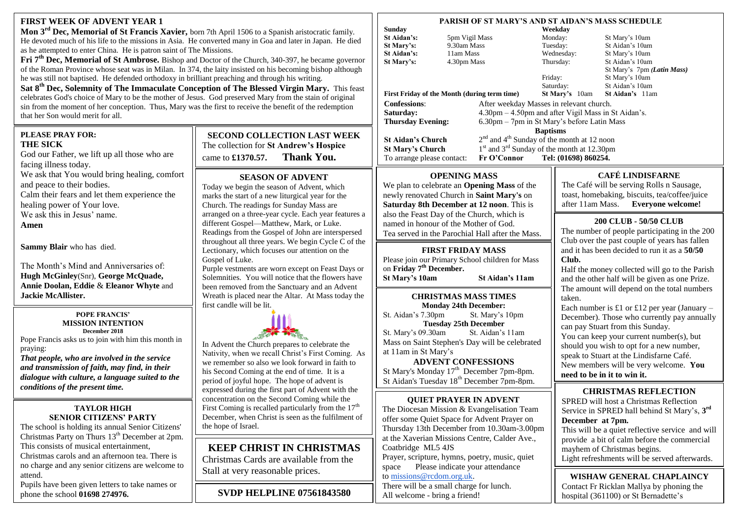## FIRST WEEK OF ADVENT YEAR 1

**Mon 3rd Dec, Memorial of St Francis Xavier,** born 7th April 1506 to a Spanish aristocratic family. He devoted much of his life to the missions in Asia. He converted many in Goa and later in Japan. He died as he attempted to enter China. He is patron saint of The Missions.

**Fri 7th Dec, Memorial of St Ambrose.** Bishop and Doctor of the Church, 340-397, he became governor of the Roman Province whose seat was in Milan. In 374, the laity insisted on his becoming bishop although he was still not baptised. He defended orthodoxy in brilliant preaching and through his writing.

**Sat 8th Dec, Solemnity of The Immaculate Conception of The Blessed Virgin Mary.** This feast celebrates God's choice of Mary to be the mother of Jesus. God preserved Mary from the stain of original sin from the moment of her conception. Thus, Mary was the first to receive the benefit of the redemption that her Son would merit for all.

## PLEASE PRAY FOR:

**THE SICK**

God our Father, we lift up all those who are facing illness today.
We ask that You would bring healing, comfort and peace to their bodies.
Calm their fears and let them experience the healing power of Your love.
We ask this in Jesus' name.
**Amen**

**Sammy Blair** who has died.

The Month's Mind and Anniversaries of: **Hugh McGinley**(Snr), **George McQuade, Annie Doolan, Eddie** & **Eleanor Whyte** and **Jackie McAllister.**

## POPE FRANCIS' MISSION INTENTION

**December 2018**

Pope Francis asks us to join with him this month in praying:

***That people, who are involved in the service and transmission of faith, may find, in their dialogue with culture, a language suited to the conditions of the present time.***

## TAYLOR HIGH SENIOR CITIZENS' PARTY

The school is holding its annual Senior Citizens' Christmas Party on Thurs 13th December at 2pm. This consists of musical entertainment, Christmas carols and an afternoon tea. There is no charge and any senior citizens are welcome to attend.

Pupils have been given letters to take names or phone the school **01698 274976.**

## SECOND COLLECTION LAST WEEK

The collection for **St Andrew's Hospice** came to **£1370.57. Thank You.**

## SEASON OF ADVENT

Today we begin the season of Advent, which marks the start of a new liturgical year for the Church. The readings for Sunday Mass are arranged on a three-year cycle. Each year features a different Gospel—Matthew, Mark, or Luke. Readings from the Gospel of John are interspersed throughout all three years. We begin Cycle C of the Lectionary, which focuses our attention on the Gospel of Luke.

Purple vestments are worn except on Feast Days or Solemnities. You will notice that the flowers have been removed from the Sanctuary and an Advent Wreath is placed near the Altar. At Mass today the first candle will be lit.

In Advent the Church prepares to celebrate the Nativity, when we recall Christ's First Coming. As we remember so also we look forward in faith to his Second Coming at the end of time. It is a period of joyful hope. The hope of advent is expressed during the first part of Advent with the concentration on the Second Coming while the First Coming is recalled particularly from the 17th December, when Christ is seen as the fulfilment of the hope of Israel.

## KEEP CHRIST IN CHRISTMAS

Christmas Cards are available from the Stall at very reasonable prices.

## SVDP HELPLINE 07561843580

## PARISH OF ST MARY'S AND ST AIDAN'S MASS SCHEDULE

| Sunday | | Weekday | |
|---|---|---|---|
| St Aidan's: | 5pm Vigil Mass | Monday: | St Mary's 10am |
| St Mary's: | 9.30am Mass | Tuesday: | St Aidan's 10am |
| St Aidan's: | 11am Mass | Wednesday: | St Mary's 10am |
| St Mary's: | 4.30pm Mass | Thursday: | St Aidan's 10am |
| | | | St Mary's 7pm *(Latin Mass)* |
| | | Friday: | St Mary's 10am |
| | | Saturday: | St Aidan's 10am |

**First Friday of the Month (during term time)** **St Mary's** 10am **St Aidan's** 11am

**Confessions**: After weekday Masses in relevant church.
**Saturday:** 4.30pm – 4.50pm and after Vigil Mass in St Aidan's.
**Thursday Evening:** 6.30pm – 7pm in St Mary's before Latin Mass

**Baptisms**

**St Aidan's Church** 2nd and 4th Sunday of the month at 12 noon
**St Mary's Church** 1st and 3rd Sunday of the month at 12.30pm
To arrange please contact: **Fr O'Connor** **Tel: (01698) 860254.**

## OPENING MASS

We plan to celebrate an **Opening Mass** of the newly renovated Church in **Saint Mary's** on **Saturday 8th December at 12 noon**. This is also the Feast Day of the Church, which is named in honour of the Mother of God.
Tea served in the Parochial Hall after the Mass.

## FIRST FRIDAY MASS

Please join our Primary School children for Mass on **Friday 7th December.**
**St Mary's 10am** **St Aidan's 11am**

## CHRISTMAS MASS TIMES

**Monday 24th December:**
St. Aidan's 7.30pm St. Mary's 10pm

**Tuesday 25th December**
St. Mary's 09.30am St. Aidan's 11am

Mass on Saint Stephen's Day will be celebrated at 11am in St Mary's

## ADVENT CONFESSIONS

St Mary's Monday 17th December 7pm-8pm.
St Aidan's Tuesday 18th December 7pm-8pm.

## QUIET PRAYER IN ADVENT

The Diocesan Mission & Evangelisation Team offer some Quiet Space for Advent Prayer on Thursday 13th December from 10.30am-3.00pm at the Xaverian Missions Centre, Calder Ave., Coatbridge ML5 4JS

Prayer, scripture, hymns, poetry, music, quiet space Please indicate your attendance to missions@rcdom.org.uk.

There will be a small charge for lunch.
All welcome - bring a friend!

## CAFÉ LINDISFARNE

The Café will be serving Rolls n Sausage, toast, homebaking, biscuits, tea/coffee/juice after 11am Mass. **Everyone welcome!**

## 200 CLUB - 50/50 CLUB

The number of people participating in the 200 Club over the past couple of years has fallen and it has been decided to run it as a **50/50 Club.**

Half the money collected will go to the Parish and the other half will be given as one Prize. The amount will depend on the total numbers taken.

Each number is £1 or £12 per year (January – December). Those who currently pay annually can pay Stuart from this Sunday.

You can keep your current number(s), but should you wish to opt for a new number, speak to Stuart at the Lindisfarne Café.

New members will be very welcome. **You need to be in it to win it.**

## CHRISTMAS REFLECTION

SPRED will host a Christmas Reflection Service in SPRED hall behind St Mary's, **3rd December at 7pm.**

This will be a quiet reflective service and will provide a bit of calm before the commercial mayhem of Christmas begins.

Light refreshments will be served afterwards.

## WISHAW GENERAL CHAPLAINCY

Contact Fr Ricklan Mallya by phoning the hospital (361100) or St Bernadette's